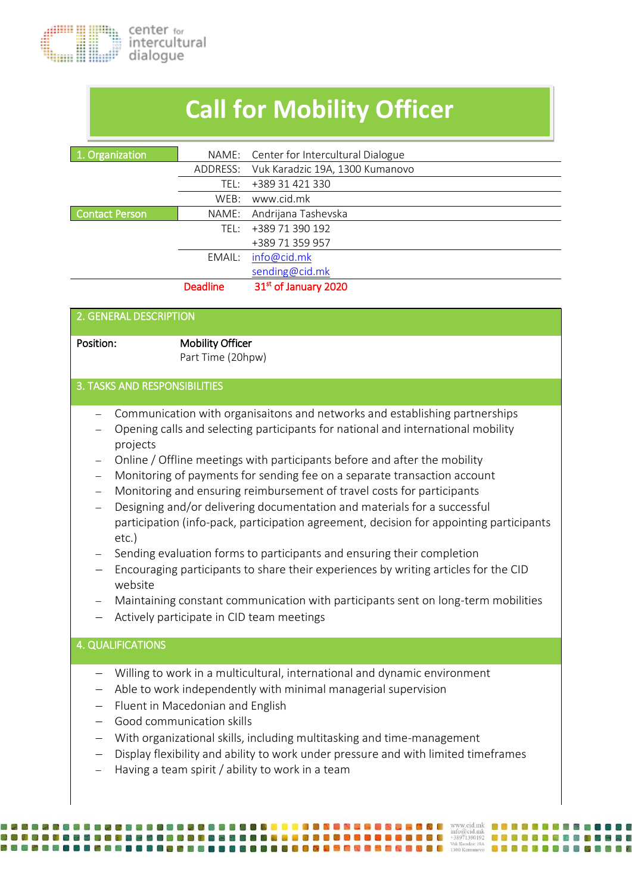# Call for Mobility Officer

| 1. Organization | NAME: | Center for Intercultural Dialogue |
|---|---|---|
| | ADDRESS: | Vuk Karadzic 19A, 1300 Kumanovo |
| | TEL: | +389 31 421 330 |
| | WEB: | www.cid.mk |
| Contact Person | NAME: | Andrijana Tashevska |
| | TEL: | +389 71 390 192<br>+389 71 359 957 |
| | EMAIL: | info@cid.mk<br>sending@cid.mk |
| | Deadline | 31st of January 2020 |

## 2. GENERAL DESCRIPTION

**Position:** **Mobility Officer**
Part Time (20hpw)

## 3. TASKS AND RESPONSIBILITIES

- Communication with organisaitons and networks and establishing partnerships
- Opening calls and selecting participants for national and international mobility projects
- Online / Offline meetings with participants before and after the mobility
- Monitoring of payments for sending fee on a separate transaction account
- Monitoring and ensuring reimbursement of travel costs for participants
- Designing and/or delivering documentation and materials for a successful participation (info-pack, participation agreement, decision for appointing participants etc.)
- Sending evaluation forms to participants and ensuring their completion
- Encouraging participants to share their experiences by writing articles for the CID website
- Maintaining constant communication with participants sent on long-term mobilities
- Actively participate in CID team meetings

## 4. QUALIFICATIONS

- Willing to work in a multicultural, international and dynamic environment
- Able to work independently with minimal managerial supervision
- Fluent in Macedonian and English
- Good communication skills
- With organizational skills, including multitasking and time-management
- Display flexibility and ability to work under pressure and with limited timeframes
- Having a team spirit / ability to work in a team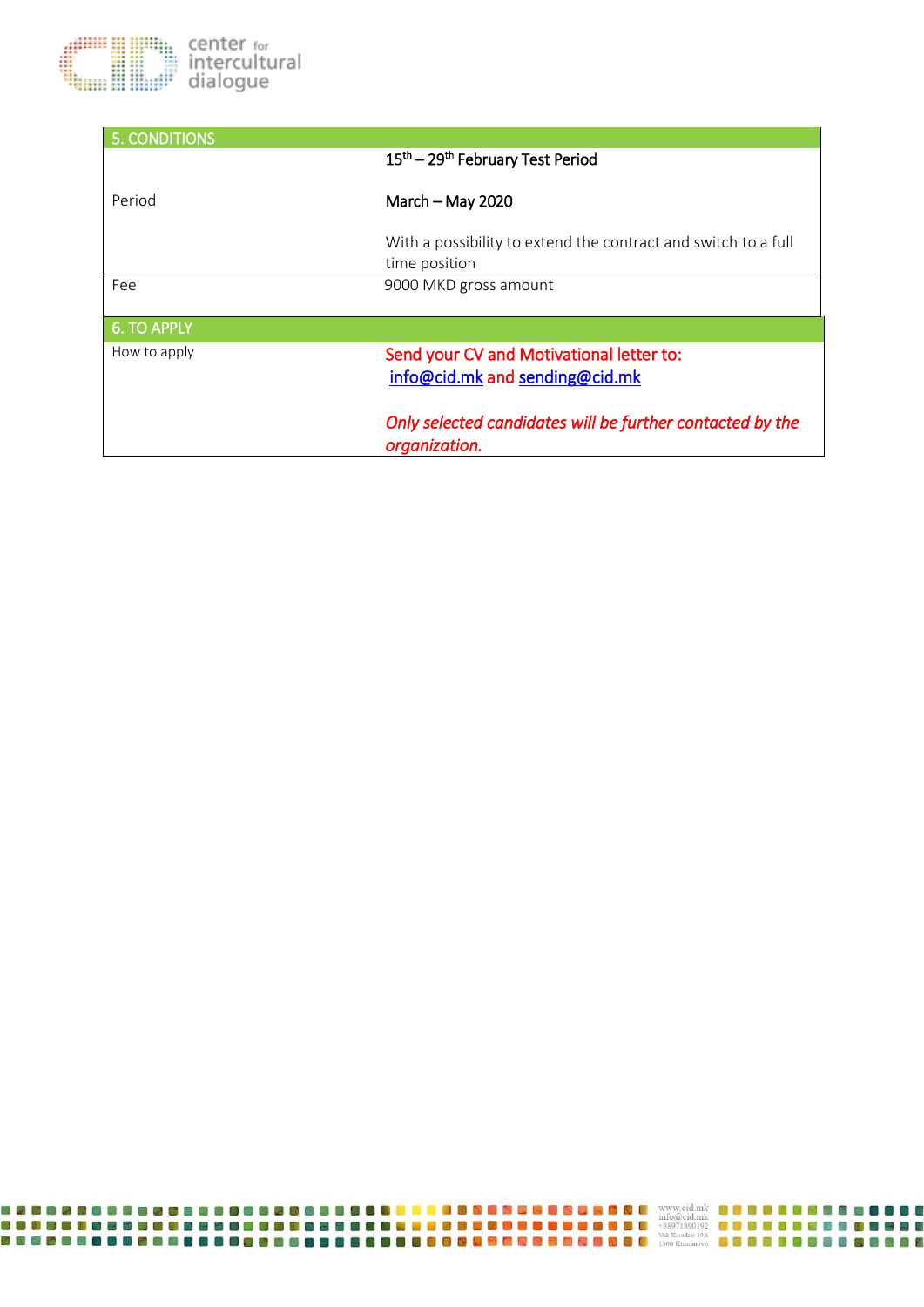| 5. CONDITIONS | |
|---|---|
| Period | 15th – 29th February Test Period<br><br>March – May 2020<br><br>With a possibility to extend the contract and switch to a full time position |
| Fee | 9000 MKD gross amount |

| 6. TO APPLY | |
|---|---|
| How to apply | Send your CV and Motivational letter to: info@cid.mk and sending@cid.mk<br><br>*Only selected candidates will be further contacted by the organization.* |